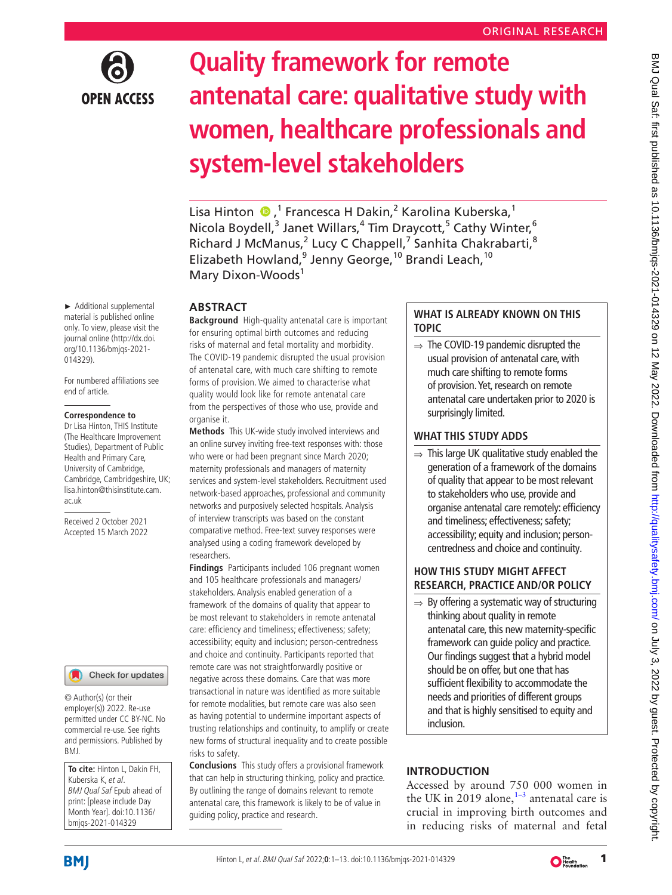ORIGINAL RESEARCH

# Quality framework for remote antenatal care: qualitative study with women, healthcare professionals and system-level stakeholders

Lisa Hinton,[1] Francesca H Dakin,[2] Karolina Kuberska,[1] Nicola Boydell,[3] Janet Willars,[4] Tim Draycott,[5] Cathy Winter,[6] Richard J McManus,[2] Lucy C Chappell,[7] Sanhita Chakrabarti,[8] Elizabeth Howland,[9] Jenny George,[10] Brandi Leach,[10] Mary Dixon-Woods[1]

► Additional supplemental material is published online only. To view, please visit the journal online (http://dx.doi.org/10.1136/bmjqs-2021-014329).

For numbered affiliations see end of article.

**Correspondence to**
Dr Lisa Hinton, THIS Institute (The Healthcare Improvement Studies), Department of Public Health and Primary Care, University of Cambridge, Cambridge, Cambridgeshire, UK; lisa.hinton@thisinstitute.cam.ac.uk

Received 2 October 2021
Accepted 15 March 2022

© Author(s) (or their employer(s)) 2022. Re-use permitted under CC BY-NC. No commercial re-use. See rights and permissions. Published by BMJ.

**To cite:** Hinton L, Dakin FH, Kuberska K, *et al*. *BMJ Qual Saf* Epub ahead of print: [please include Day Month Year]. doi:10.1136/bmjqs-2021-014329

## ABSTRACT

**Background** High-quality antenatal care is important for ensuring optimal birth outcomes and reducing risks of maternal and fetal mortality and morbidity. The COVID-19 pandemic disrupted the usual provision of antenatal care, with much care shifting to remote forms of provision. We aimed to characterise what quality would look like for remote antenatal care from the perspectives of those who use, provide and organise it.

**Methods** This UK-wide study involved interviews and an online survey inviting free-text responses with: those who were or had been pregnant since March 2020; maternity professionals and managers of maternity services and system-level stakeholders. Recruitment used network-based approaches, professional and community networks and purposively selected hospitals. Analysis of interview transcripts was based on the constant comparative method. Free-text survey responses were analysed using a coding framework developed by researchers.

**Findings** Participants included 106 pregnant women and 105 healthcare professionals and managers/stakeholders. Analysis enabled generation of a framework of the domains of quality that appear to be most relevant to stakeholders in remote antenatal care: efficiency and timeliness; effectiveness; safety; accessibility; equity and inclusion; person-centredness and choice and continuity. Participants reported that remote care was not straightforwardly positive or negative across these domains. Care that was more transactional in nature was identified as more suitable for remote modalities, but remote care was also seen as having potential to undermine important aspects of trusting relationships and continuity, to amplify or create new forms of structural inequality and to create possible risks to safety.

**Conclusions** This study offers a provisional framework that can help in structuring thinking, policy and practice. By outlining the range of domains relevant to remote antenatal care, this framework is likely to be of value in guiding policy, practice and research.

### WHAT IS ALREADY KNOWN ON THIS TOPIC

⇒ The COVID-19 pandemic disrupted the usual provision of antenatal care, with much care shifting to remote forms of provision. Yet, research on remote antenatal care undertaken prior to 2020 is surprisingly limited.

### WHAT THIS STUDY ADDS

⇒ This large UK qualitative study enabled the generation of a framework of the domains of quality that appear to be most relevant to stakeholders who use, provide and organise antenatal care remotely: efficiency and timeliness; effectiveness; safety; accessibility; equity and inclusion; person-centredness and choice and continuity.

### HOW THIS STUDY MIGHT AFFECT RESEARCH, PRACTICE AND/OR POLICY

⇒ By offering a systematic way of structuring thinking about quality in remote antenatal care, this new maternity-specific framework can guide policy and practice. Our findings suggest that a hybrid model should be on offer, but one that has sufficient flexibility to accommodate the needs and priorities of different groups and that is highly sensitised to equity and inclusion.

## INTRODUCTION

Accessed by around 750 000 women in the UK in 2019 alone,[1–3] antenatal care is crucial in improving birth outcomes and in reducing risks of maternal and fetal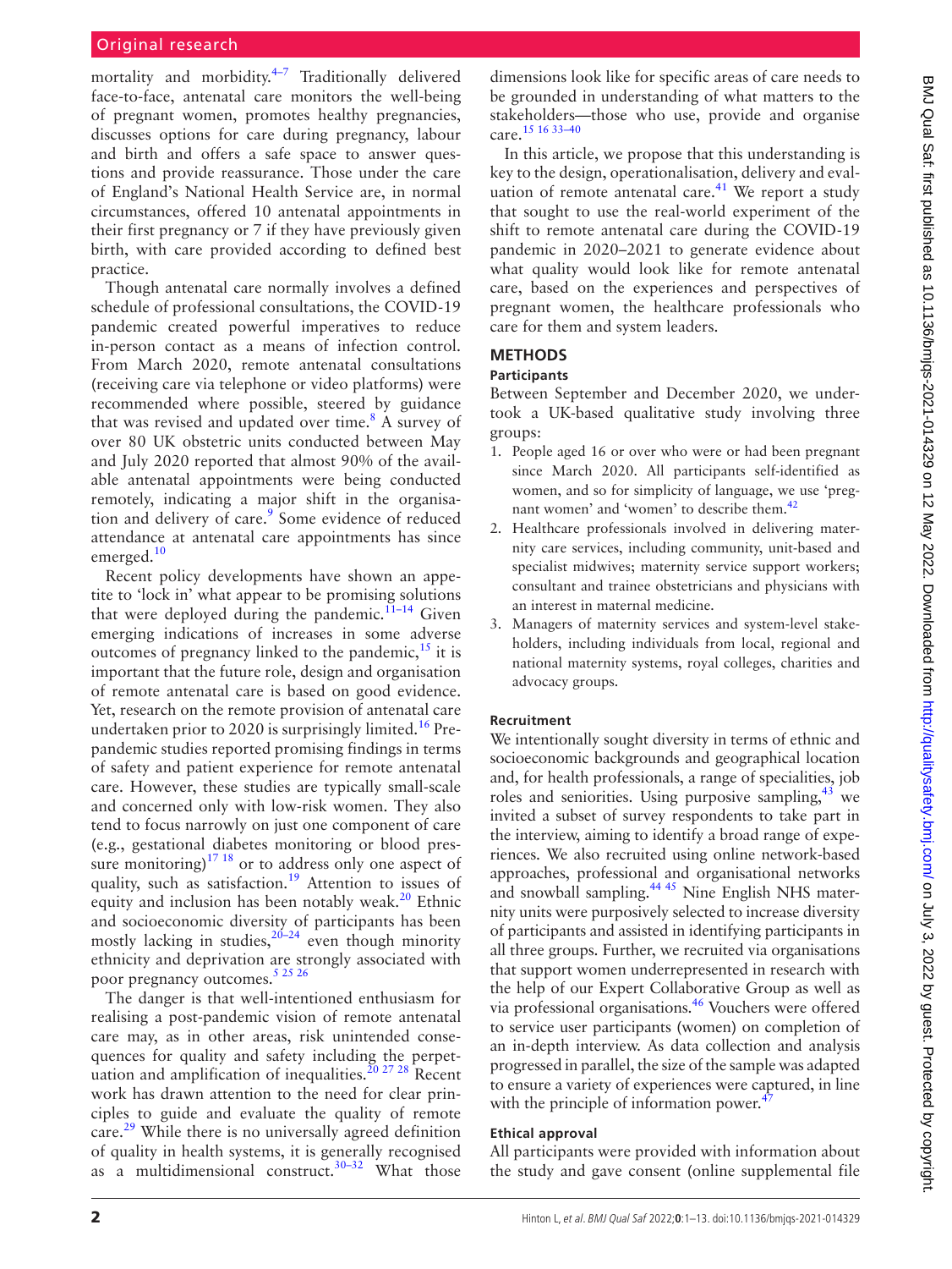mortality and morbidity.[4–7] Traditionally delivered face-to-face, antenatal care monitors the well-being of pregnant women, promotes healthy pregnancies, discusses options for care during pregnancy, labour and birth and offers a safe space to answer questions and provide reassurance. Those under the care of England's National Health Service are, in normal circumstances, offered 10 antenatal appointments in their first pregnancy or 7 if they have previously given birth, with care provided according to defined best practice.

Though antenatal care normally involves a defined schedule of professional consultations, the COVID-19 pandemic created powerful imperatives to reduce in-person contact as a means of infection control. From March 2020, remote antenatal consultations (receiving care via telephone or video platforms) were recommended where possible, steered by guidance that was revised and updated over time.[8] A survey of over 80 UK obstetric units conducted between May and July 2020 reported that almost 90% of the available antenatal appointments were being conducted remotely, indicating a major shift in the organisation and delivery of care.[9] Some evidence of reduced attendance at antenatal care appointments has since emerged.[10]

Recent policy developments have shown an appetite to 'lock in' what appear to be promising solutions that were deployed during the pandemic.[11–14] Given emerging indications of increases in some adverse outcomes of pregnancy linked to the pandemic,[15] it is important that the future role, design and organisation of remote antenatal care is based on good evidence. Yet, research on the remote provision of antenatal care undertaken prior to 2020 is surprisingly limited.[16] Pre-pandemic studies reported promising findings in terms of safety and patient experience for remote antenatal care. However, these studies are typically small-scale and concerned only with low-risk women. They also tend to focus narrowly on just one component of care (e.g., gestational diabetes monitoring or blood pressure monitoring)[17,18] or to address only one aspect of quality, such as satisfaction.[19] Attention to issues of equity and inclusion has been notably weak.[20] Ethnic and socioeconomic diversity of participants has been mostly lacking in studies,[20–24] even though minority ethnicity and deprivation are strongly associated with poor pregnancy outcomes.[5,25,26]

The danger is that well-intentioned enthusiasm for realising a post-pandemic vision of remote antenatal care may, as in other areas, risk unintended consequences for quality and safety including the perpetuation and amplification of inequalities.[20,27,28] Recent work has drawn attention to the need for clear principles to guide and evaluate the quality of remote care.[29] While there is no universally agreed definition of quality in health systems, it is generally recognised as a multidimensional construct.[30–32] What those dimensions look like for specific areas of care needs to be grounded in understanding of what matters to the stakeholders—those who use, provide and organise care.[15,16,33–40]

In this article, we propose that this understanding is key to the design, operationalisation, delivery and evaluation of remote antenatal care.[41] We report a study that sought to use the real-world experiment of the shift to remote antenatal care during the COVID-19 pandemic in 2020–2021 to generate evidence about what quality would look like for remote antenatal care, based on the experiences and perspectives of pregnant women, the healthcare professionals who care for them and system leaders.

## METHODS

### Participants

Between September and December 2020, we undertook a UK-based qualitative study involving three groups:

1. People aged 16 or over who were or had been pregnant since March 2020. All participants self-identified as women, and so for simplicity of language, we use 'pregnant women' and 'women' to describe them.[42]
2. Healthcare professionals involved in delivering maternity care services, including community, unit-based and specialist midwives; maternity service support workers; consultant and trainee obstetricians and physicians with an interest in maternal medicine.
3. Managers of maternity services and system-level stakeholders, including individuals from local, regional and national maternity systems, royal colleges, charities and advocacy groups.

### Recruitment

We intentionally sought diversity in terms of ethnic and socioeconomic backgrounds and geographical location and, for health professionals, a range of specialities, job roles and seniorities. Using purposive sampling,[43] we invited a subset of survey respondents to take part in the interview, aiming to identify a broad range of experiences. We also recruited using online network-based approaches, professional and organisational networks and snowball sampling.[44,45] Nine English NHS maternity units were purposively selected to increase diversity of participants and assisted in identifying participants in all three groups. Further, we recruited via organisations that support women underrepresented in research with the help of our Expert Collaborative Group as well as via professional organisations.[46] Vouchers were offered to service user participants (women) on completion of an in-depth interview. As data collection and analysis progressed in parallel, the size of the sample was adapted to ensure a variety of experiences were captured, in line with the principle of information power.[47]

### Ethical approval

All participants were provided with information about the study and gave consent (online supplemental file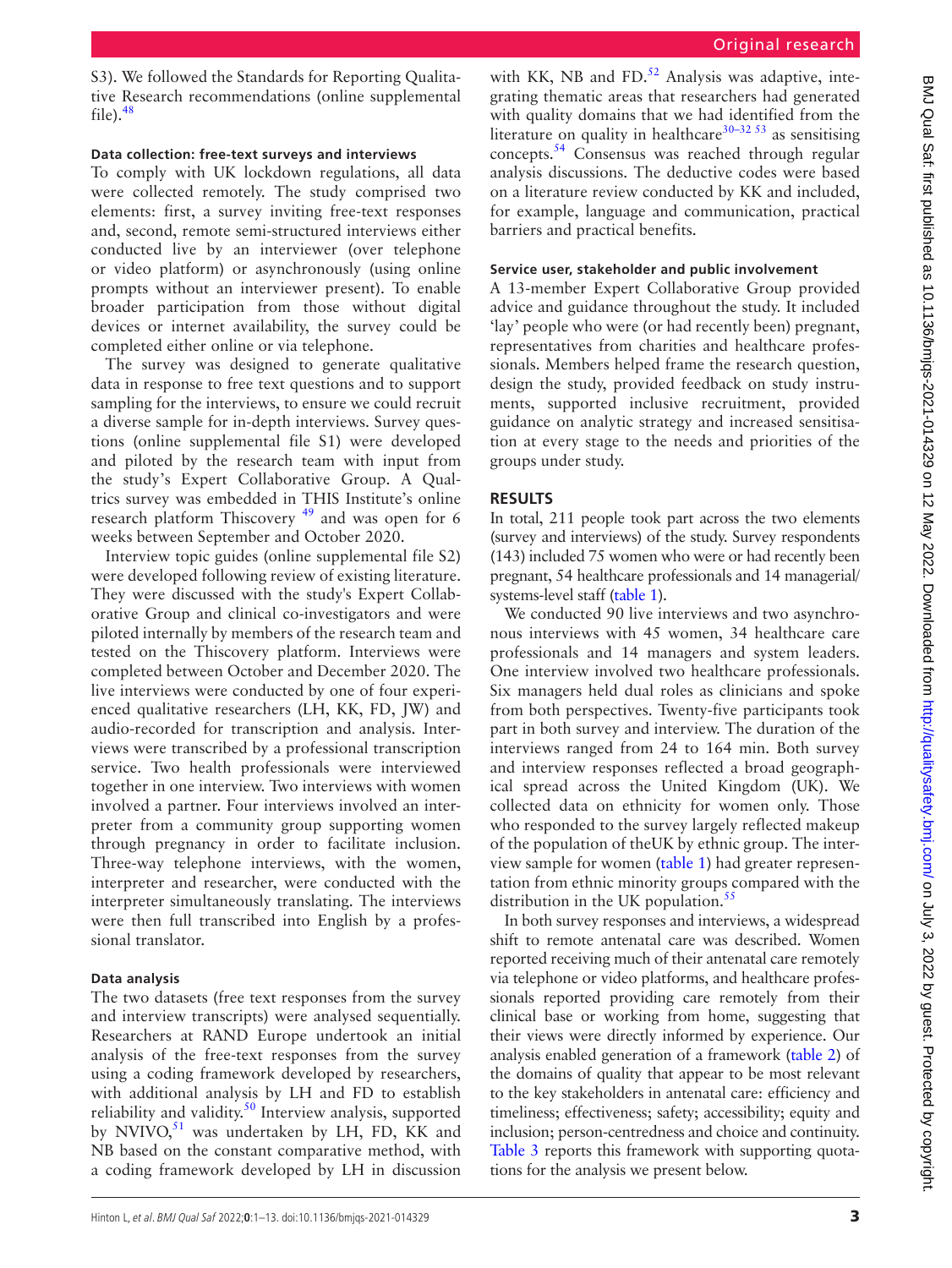S3). We followed the Standards for Reporting Qualitative Research recommendations (online supplemental file).[48]

### Data collection: free-text surveys and interviews

To comply with UK lockdown regulations, all data were collected remotely. The study comprised two elements: first, a survey inviting free-text responses and, second, remote semi-structured interviews either conducted live by an interviewer (over telephone or video platform) or asynchronously (using online prompts without an interviewer present). To enable broader participation from those without digital devices or internet availability, the survey could be completed either online or via telephone.

The survey was designed to generate qualitative data in response to free text questions and to support sampling for the interviews, to ensure we could recruit a diverse sample for in-depth interviews. Survey questions (online supplemental file S1) were developed and piloted by the research team with input from the study's Expert Collaborative Group. A Qualtrics survey was embedded in THIS Institute's online research platform Thiscovery [49] and was open for 6 weeks between September and October 2020.

Interview topic guides (online supplemental file S2) were developed following review of existing literature. They were discussed with the study's Expert Collaborative Group and clinical co-investigators and were piloted internally by members of the research team and tested on the Thiscovery platform. Interviews were completed between October and December 2020. The live interviews were conducted by one of four experienced qualitative researchers (LH, KK, FD, JW) and audio-recorded for transcription and analysis. Interviews were transcribed by a professional transcription service. Two health professionals were interviewed together in one interview. Two interviews with women involved a partner. Four interviews involved an interpreter from a community group supporting women through pregnancy in order to facilitate inclusion. Three-way telephone interviews, with the women, interpreter and researcher, were conducted with the interpreter simultaneously translating. The interviews were then full transcribed into English by a professional translator.

### Data analysis

The two datasets (free text responses from the survey and interview transcripts) were analysed sequentially. Researchers at RAND Europe undertook an initial analysis of the free-text responses from the survey using a coding framework developed by researchers, with additional analysis by LH and FD to establish reliability and validity.[50] Interview analysis, supported by NVIVO,[51] was undertaken by LH, FD, KK and NB based on the constant comparative method, with a coding framework developed by LH in discussion with KK, NB and FD.[52] Analysis was adaptive, integrating thematic areas that researchers had generated with quality domains that we had identified from the literature on quality in healthcare[30–32 53] as sensitising concepts.[54] Consensus was reached through regular analysis discussions. The deductive codes were based on a literature review conducted by KK and included, for example, language and communication, practical barriers and practical benefits.

### Service user, stakeholder and public involvement

A 13-member Expert Collaborative Group provided advice and guidance throughout the study. It included 'lay' people who were (or had recently been) pregnant, representatives from charities and healthcare professionals. Members helped frame the research question, design the study, provided feedback on study instruments, supported inclusive recruitment, provided guidance on analytic strategy and increased sensitisation at every stage to the needs and priorities of the groups under study.

## RESULTS

In total, 211 people took part across the two elements (survey and interviews) of the study. Survey respondents (143) included 75 women who were or had recently been pregnant, 54 healthcare professionals and 14 managerial/systems-level staff (table 1).

We conducted 90 live interviews and two asynchronous interviews with 45 women, 34 healthcare care professionals and 14 managers and system leaders. One interview involved two healthcare professionals. Six managers held dual roles as clinicians and spoke from both perspectives. Twenty-five participants took part in both survey and interview. The duration of the interviews ranged from 24 to 164 min. Both survey and interview responses reflected a broad geographical spread across the United Kingdom (UK). We collected data on ethnicity for women only. Those who responded to the survey largely reflected makeup of the population of theUK by ethnic group. The interview sample for women (table 1) had greater representation from ethnic minority groups compared with the distribution in the UK population.[55]

In both survey responses and interviews, a widespread shift to remote antenatal care was described. Women reported receiving much of their antenatal care remotely via telephone or video platforms, and healthcare professionals reported providing care remotely from their clinical base or working from home, suggesting that their views were directly informed by experience. Our analysis enabled generation of a framework (table 2) of the domains of quality that appear to be most relevant to the key stakeholders in antenatal care: efficiency and timeliness; effectiveness; safety; accessibility; equity and inclusion; person-centredness and choice and continuity. Table 3 reports this framework with supporting quotations for the analysis we present below.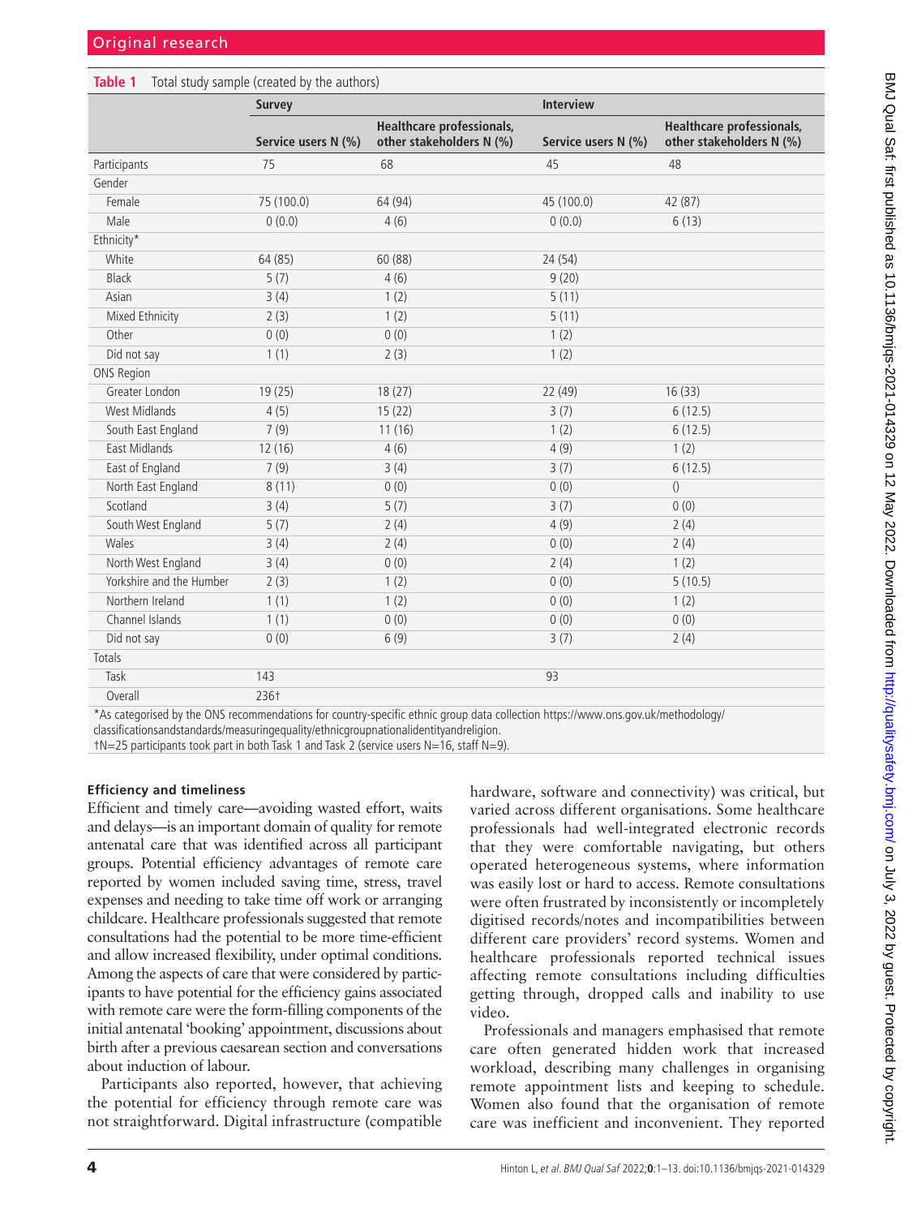**Table 1** Total study sample (created by the authors)

| | Survey | | Interview | |
|---|---|---|---|---|
| | Service users N (%) | Healthcare professionals, other stakeholders N (%) | Service users N (%) | Healthcare professionals, other stakeholders N (%) |
| Participants | 75 | 68 | 45 | 48 |
| Gender | | | | |
| Female | 75 (100.0) | 64 (94) | 45 (100.0) | 42 (87) |
| Male | 0 (0.0) | 4 (6) | 0 (0.0) | 6 (13) |
| Ethnicity* | | | | |
| White | 64 (85) | 60 (88) | 24 (54) | |
| Black | 5 (7) | 4 (6) | 9 (20) | |
| Asian | 3 (4) | 1 (2) | 5 (11) | |
| Mixed Ethnicity | 2 (3) | 1 (2) | 5 (11) | |
| Other | 0 (0) | 0 (0) | 1 (2) | |
| Did not say | 1 (1) | 2 (3) | 1 (2) | |
| ONS Region | | | | |
| Greater London | 19 (25) | 18 (27) | 22 (49) | 16 (33) |
| West Midlands | 4 (5) | 15 (22) | 3 (7) | 6 (12.5) |
| South East England | 7 (9) | 11 (16) | 1 (2) | 6 (12.5) |
| East Midlands | 12 (16) | 4 (6) | 4 (9) | 1 (2) |
| East of England | 7 (9) | 3 (4) | 3 (7) | 6 (12.5) |
| North East England | 8 (11) | 0 (0) | 0 (0) | () |
| Scotland | 3 (4) | 5 (7) | 3 (7) | 0 (0) |
| South West England | 5 (7) | 2 (4) | 4 (9) | 2 (4) |
| Wales | 3 (4) | 2 (4) | 0 (0) | 2 (4) |
| North West England | 3 (4) | 0 (0) | 2 (4) | 1 (2) |
| Yorkshire and the Humber | 2 (3) | 1 (2) | 0 (0) | 5 (10.5) |
| Northern Ireland | 1 (1) | 1 (2) | 0 (0) | 1 (2) |
| Channel Islands | 1 (1) | 0 (0) | 0 (0) | 0 (0) |
| Did not say | 0 (0) | 6 (9) | 3 (7) | 2 (4) |
| Totals | | | | |
| Task | 143 | | 93 | |
| Overall | 236† | | | |

*As categorised by the ONS recommendations for country-specific ethnic group data collection https://www.ons.gov.uk/methodology/classificationsandstandards/measuringequality/ethnicgroupnationalidentityandreligion.
†N=25 participants took part in both Task 1 and Task 2 (service users N=16, staff N=9).

### Efficiency and timeliness

Efficient and timely care—avoiding wasted effort, waits and delays—is an important domain of quality for remote antenatal care that was identified across all participant groups. Potential efficiency advantages of remote care reported by women included saving time, stress, travel expenses and needing to take time off work or arranging childcare. Healthcare professionals suggested that remote consultations had the potential to be more time-efficient and allow increased flexibility, under optimal conditions. Among the aspects of care that were considered by participants to have potential for the efficiency gains associated with remote care were the form-filling components of the initial antenatal 'booking' appointment, discussions about birth after a previous caesarean section and conversations about induction of labour.

Participants also reported, however, that achieving the potential for efficiency through remote care was not straightforward. Digital infrastructure (compatible hardware, software and connectivity) was critical, but varied across different organisations. Some healthcare professionals had well-integrated electronic records that they were comfortable navigating, but others operated heterogeneous systems, where information was easily lost or hard to access. Remote consultations were often frustrated by inconsistently or incompletely digitised records/notes and incompatibilities between different care providers' record systems. Women and healthcare professionals reported technical issues affecting remote consultations including difficulties getting through, dropped calls and inability to use video.

Professionals and managers emphasised that remote care often generated hidden work that increased workload, describing many challenges in organising remote appointment lists and keeping to schedule. Women also found that the organisation of remote care was inefficient and inconvenient. They reported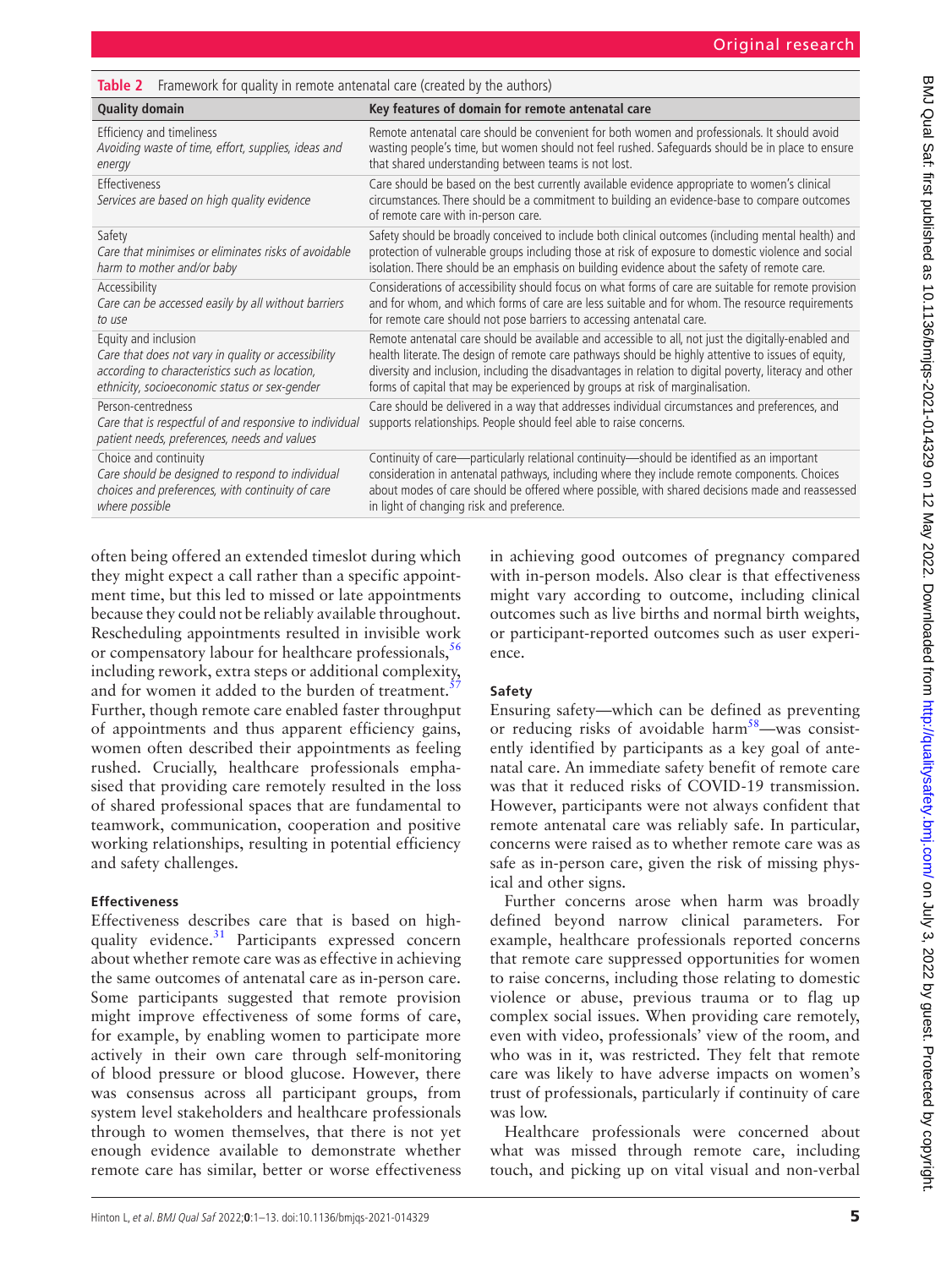**Table 2** Framework for quality in remote antenatal care (created by the authors)

| Quality domain | Key features of domain for remote antenatal care |
|---|---|
| Efficiency and timeliness<br>*Avoiding waste of time, effort, supplies, ideas and energy* | Remote antenatal care should be convenient for both women and professionals. It should avoid wasting people's time, but women should not feel rushed. Safeguards should be in place to ensure that shared understanding between teams is not lost. |
| Effectiveness<br>*Services are based on high quality evidence* | Care should be based on the best currently available evidence appropriate to women's clinical circumstances. There should be a commitment to building an evidence-base to compare outcomes of remote care with in-person care. |
| Safety<br>*Care that minimises or eliminates risks of avoidable harm to mother and/or baby* | Safety should be broadly conceived to include both clinical outcomes (including mental health) and protection of vulnerable groups including those at risk of exposure to domestic violence and social isolation. There should be an emphasis on building evidence about the safety of remote care. |
| Accessibility<br>*Care can be accessed easily by all without barriers to use* | Considerations of accessibility should focus on what forms of care are suitable for remote provision and for whom, and which forms of care are less suitable and for whom. The resource requirements for remote care should not pose barriers to accessing antenatal care. |
| Equity and inclusion<br>*Care that does not vary in quality or accessibility according to characteristics such as location, ethnicity, socioeconomic status or sex-gender* | Remote antenatal care should be available and accessible to all, not just the digitally-enabled and health literate. The design of remote care pathways should be highly attentive to issues of equity, diversity and inclusion, including the disadvantages in relation to digital poverty, literacy and other forms of capital that may be experienced by groups at risk of marginalisation. |
| Person-centredness<br>*Care that is respectful of and responsive to individual patient needs, preferences, needs and values* | Care should be delivered in a way that addresses individual circumstances and preferences, and supports relationships. People should feel able to raise concerns. |
| Choice and continuity<br>*Care should be designed to respond to individual choices and preferences, with continuity of care where possible* | Continuity of care—particularly relational continuity—should be identified as an important consideration in antenatal pathways, including where they include remote components. Choices about modes of care should be offered where possible, with shared decisions made and reassessed in light of changing risk and preference. |

often being offered an extended timeslot during which they might expect a call rather than a specific appointment time, but this led to missed or late appointments because they could not be reliably available throughout. Rescheduling appointments resulted in invisible work or compensatory labour for healthcare professionals,[56] including rework, extra steps or additional complexity, and for women it added to the burden of treatment.[57] Further, though remote care enabled faster throughput of appointments and thus apparent efficiency gains, women often described their appointments as feeling rushed. Crucially, healthcare professionals emphasised that providing care remotely resulted in the loss of shared professional spaces that are fundamental to teamwork, communication, cooperation and positive working relationships, resulting in potential efficiency and safety challenges.

#### Effectiveness

Effectiveness describes care that is based on high-quality evidence.[31] Participants expressed concern about whether remote care was as effective in achieving the same outcomes of antenatal care as in-person care. Some participants suggested that remote provision might improve effectiveness of some forms of care, for example, by enabling women to participate more actively in their own care through self-monitoring of blood pressure or blood glucose. However, there was consensus across all participant groups, from system level stakeholders and healthcare professionals through to women themselves, that there is not yet enough evidence available to demonstrate whether remote care has similar, better or worse effectiveness in achieving good outcomes of pregnancy compared with in-person models. Also clear is that effectiveness might vary according to outcome, including clinical outcomes such as live births and normal birth weights, or participant-reported outcomes such as user experience.

#### Safety

Ensuring safety—which can be defined as preventing or reducing risks of avoidable harm[58]—was consistently identified by participants as a key goal of antenatal care. An immediate safety benefit of remote care was that it reduced risks of COVID-19 transmission. However, participants were not always confident that remote antenatal care was reliably safe. In particular, concerns were raised as to whether remote care was as safe as in-person care, given the risk of missing physical and other signs.

Further concerns arose when harm was broadly defined beyond narrow clinical parameters. For example, healthcare professionals reported concerns that remote care suppressed opportunities for women to raise concerns, including those relating to domestic violence or abuse, previous trauma or to flag up complex social issues. When providing care remotely, even with video, professionals' view of the room, and who was in it, was restricted. They felt that remote care was likely to have adverse impacts on women's trust of professionals, particularly if continuity of care was low.

Healthcare professionals were concerned about what was missed through remote care, including touch, and picking up on vital visual and non-verbal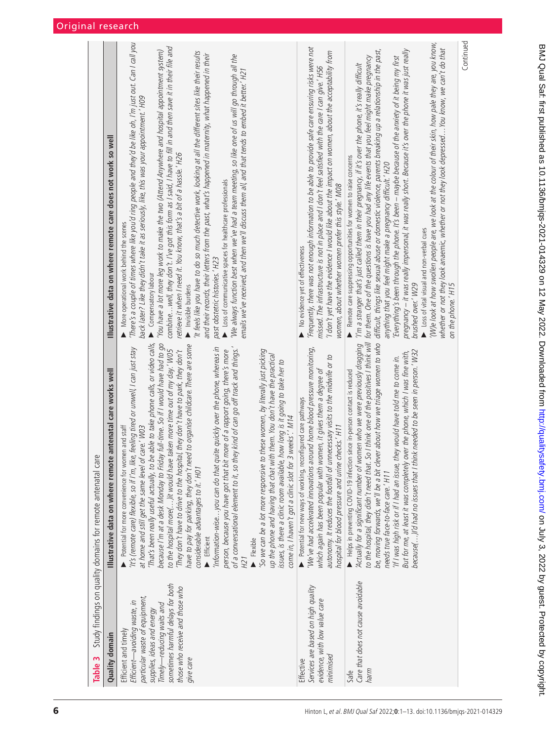**Table 3** Study findings on quality domains for remote antenatal care

| Quality domain | Illustrative data on where remote antenatal care works well | Illustrative data on where remote care does not work so well |
|---|---|---|
| Efficient and timely<br>*Efficient—avoiding waste, in particular waste of equipment, supplies, ideas and energy*<br>*Timely—reducing waits and sometimes harmful delays for both those who receive and those who give care* | ▶ Potential for more convenience for women and staff<br>*'It's (remote care) flexible, so if I'm, like, feeling tired or unwell, I can just stay at home and still get the same level of care.' W03*<br>*'That's been really useful actually, to be able to take phone calls, or video calls, because I'm at a desk Monday to Friday full-time. So if I would have had to go to the hospital more(…)it would have taken more time out of my day.' W05*<br>*'They don't have to drive to the hospital, they don't have to park, they don't have to pay for parking, they don't need to organise childcare. There are some considerable advantages to it.' H01*<br>▶ Efficient<br>*'Information-wise…you can do that quite quickly over the phone, whereas in person, because you have got that bit more of a rapport going, there's more of a conversational element to it, so they kind of can go off track and things.' H21*<br>▶ Flexible<br>*'So we can be a lot more responsive to these women, by literally just picking up the phone and having that chat with them. You don't have the practical issues, is there a clinic room available, how long is it going to take her to come in, I haven't got a clinic slot for 3 weeks'.' M14* | ▶ More operational work behind the scenes<br>*'There's a couple of times where like you'd ring people and they'd be like oh, I'm just out. Can I call you back later? Like they didn't take it as seriously, like, this was your appointment.' H09*<br>▶ Compensatory labour<br>*'You have a lot more leg work to make the two (Attend Anywhere and hospital appointment system) combine…well, they don't. I've got this form as I said, I have to fill in and then save it in their file and retrieve it when I need it. You know, that's a bit of a hassle.' H26*<br>▶ Invisible burdens<br>*'It feels like you have to do so much detective work, looking at all the different sites like their results and their records, their letters from the past, what's happened in maternity, what happened in their past obstetric histories.' H23*<br>▶ Loss of communicative spaces for healthcare professionals<br>*'We always function best when we've had a team meeting, so like one of us will go through all the emails we've received, and then we'll discuss them all, and that tends to embed it better.' H21* |
| Effective<br>*Services are based on high quality evidence, with low value care minimised* | ▶ Potential for new ways of working, reconfigured care pathways<br>*'We've had accelerated innovations around home blood pressure monitoring, which again has been popular with women, it gives them a degree of autonomy. It reduces the footfall of unnecessary visits to the midwife or to hospital for blood pressure and urine checks.' H11* | ▶ No evidence yet of effectiveness<br>*'Frequently, there was not enough information to be able to provide safe care ensuring risks were not missed. The infrastructure is not in place and I don't feel satisfied with the care I can give.' H56*<br>*'I don't yet have the evidence I would like about the impact on women, about the acceptability from women, about whether women prefer this style.' M08* |
| Safe<br>*Care that does not cause avoidable harm* | ▶ Helps in preventing COVID-19 infection since in-person contact is reduced<br>*'Actually for a significant number of women who we were previously dragging to the hospital, they didn't need that. So I think one of the positives I think will be, moving forwards, we'll be a bit clever about how we triage women to who needs true face-to-face care.' H11*<br>*'If I was high risk or if I had an issue, they would have told me to come in. But for me, at least it was completely over the phone, which I was fine with, because(…)I'd had no issues that I think needed to be seen in person.' W32* | ▶ Remote care suppressing opportunities for women to raise concerns<br>*'I'm a stranger that's just called them in their pregnancy, if it's over the phone, it's really difficult for them. One of the questions is have you had any life events that you feel might make pregnancy difficult, things like sexual abuse or domestic violence, parents breaking up a relationship in the past, anything that you feel might make a pregnancy difficult.' H20*<br>*'Everything's been through the phone. It's been – maybe because of the anxiety of it being my first pregnancy – it was really impersonal, it was really short. Because it's over the phone it was just really brushed over.' W29*<br>▶ Loss of vital visual and non-verbal cues<br>*'(W)e look at how swollen people are, we look at the colour of their skin, how pale they are, you know, whether or not they look anaemic, whether or not they look depressed… You know, we can't do that on the phone.' H15* |

Continued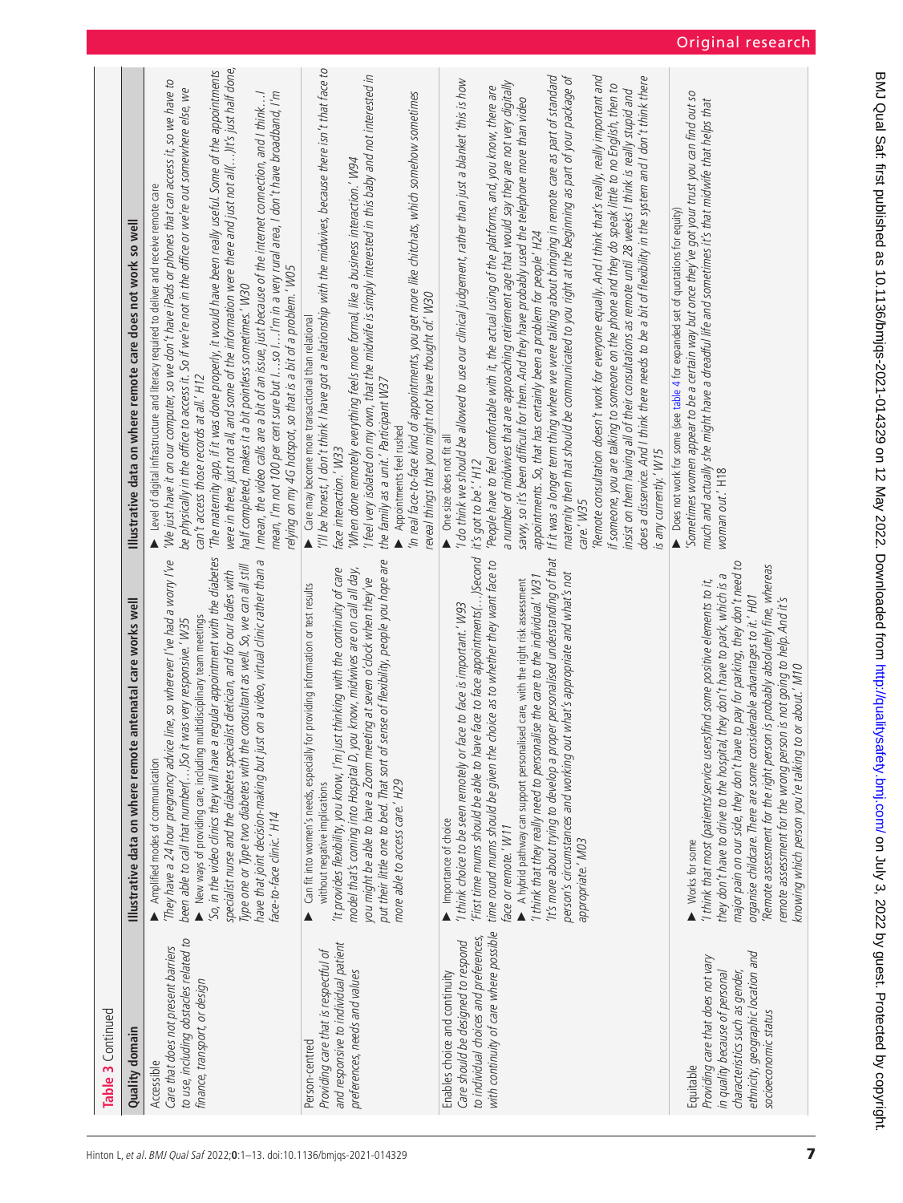**Table 3** Continued

| Quality domain | Illustrative data on where remote antenatal care works well | Illustrative data on where remote care does not work so well |
|---|---|---|
| Accessible<br>*Care that does not present barriers to use, including obstacles related to finance, transport, or design* | ▸ Amplified modes of communication<br>*'They have a 24 hour pregnancy advice line, so wherever I've had a worry I've been able to call that number(…)So it was very responsive.' W35*<br>▸ New ways of providing care, including multidisciplinary team meetings<br>*'So, in the video clinics they will have a regular appointment with the diabetes specialist nurse and the diabetes specialist dietician, and for our ladies with Type one or Type two diabetes with the consultant as well. So, we can all still have that joint decision-making but just on a video, virtual clinic rather than a face-to-face clinic.' H14* | ▸ Level of digital infrastructure and literacy required to deliver and receive remote care<br>*'We just have it on our computer, so we don't have iPads or phones that can access it, so we have to be physically in the office to access it. So if we're not in the office or we're out somewhere else, we can't access those records at all.' H12*<br>*'The maternity app, if it was done properly, it would have been really useful. Some of the appointments were in there, just not all, and some of the information were there and just not all(…)It's just half done, half completed, makes it a bit pointless sometimes.' W30*<br>*I mean, the video calls are a bit of an issue, just because of the internet connection, and I think…I mean, I'm not 100 per cent sure but I…so I…I'm in a very rural area, I don't have broadband, I'm relying on my 4G hotspot, so that is a bit of a problem.' W05* |
| Person-centred<br>*Providing care that is respectful of and responsive to individual patient preferences, needs and values* | ▸ Can fit into women's needs, especially for providing information or test results without negative implications<br>*'It provides flexibility, you know, I'm just thinking with the continuity of care model that's coming into Hospital D, you know, midwives are on call all day, you might be able to have a Zoom meeting at seven o'clock when they've put their little one to bed. That sort of sense of flexibility, people you hope are more able to access care.' H29* | ▸ Care may become more transactional than relational<br>*'I'll be honest, I don't think I have got a relationship with the midwives, because there isn't face to face interaction.' W33*<br>*'When done remotely everything feels more formal, like a business interaction.' W94*<br>*'I feel very isolated on my own, that the midwife is simply interested in this baby and not interested in the family as a unit.' Participant W37*<br>▸ Appointments feel rushed<br>*'In real face-to-face kind of appointments, you get more like chitchats, which somehow sometimes reveal things that you might not have thought of.' W30* |
| Enables choice and continuity<br>*Care should be designed to respond to individual choices and preferences, with continuity of care where possible* | ▸ Importance of choice<br>*'I think choice to be seen remotely or face to face is important.' W93*<br>*'First time mums should be able to have face to face appointments(…)Second time round mums should be given the choice as to whether they want face to face or remote.' W11*<br>▸ A hybrid pathway can support personalised care, with the right risk assessment<br>*'I think that they really need to personalise the care to the individual.' W31*<br>*'It's more about trying to develop a proper personalised understanding of that person's circumstances and working out what's appropriate and what's not appropriate.' M03* | ▸ One size does not fit all<br>*'I do think we should be allowed to use our clinical judgement, rather than just a blanket 'this is how it's got to be'.' H12*<br>*'People have to feel comfortable with it, the actual using of the platforms, and, you know, there are a number of midwives that are approaching retirement age that would say they are not very digitally savvy, so it's been difficult for them. And they have probably used the telephone more than video appointments. So, that has certainly been a problem for people.' H24*<br>*If it was a longer term thing where we were talking about bringing in remote care as part of standard maternity then that should be communicated to you right at the beginning as part of your package of care.' W35*<br>*'Remote consultation doesn't work for everyone equally. And I think that's really, really important and if someone, you are talking to someone on the phone and they do speak little to no English, then to insist on them having all of their consultations as remote until 28 weeks I think is really stupid and does a disservice. And I think there needs to be a bit of flexibility in the system and I don't think there is any currently.' W15* |
| Equitable<br>*Providing care that does not vary in quality because of personal characteristics such as gender, ethnicity, geographic location and socioeconomic status* | ▸ Works for some<br>*'I think that most (patients/service users)find some positive elements to it, they don't have to drive to the hospital, they don't have to park, which is a major pain on our side, they don't have to pay for parking, they don't need to organise childcare. There are some considerable advantages to it.' H01*<br>*'Remote assessment for the right person is probably absolutely fine, whereas remote assessment for the wrong person is not going to help. And it's knowing which person you're talking to or about.' M10* | ▸ Does not work for some (see table 4 for expanded set of quotations for equity)<br>*'Sometimes women appear to be a certain way but once they've got your trust you can find out so much and actually she might have a dreadful life and sometimes it's that midwife that helps that woman out.' H18* |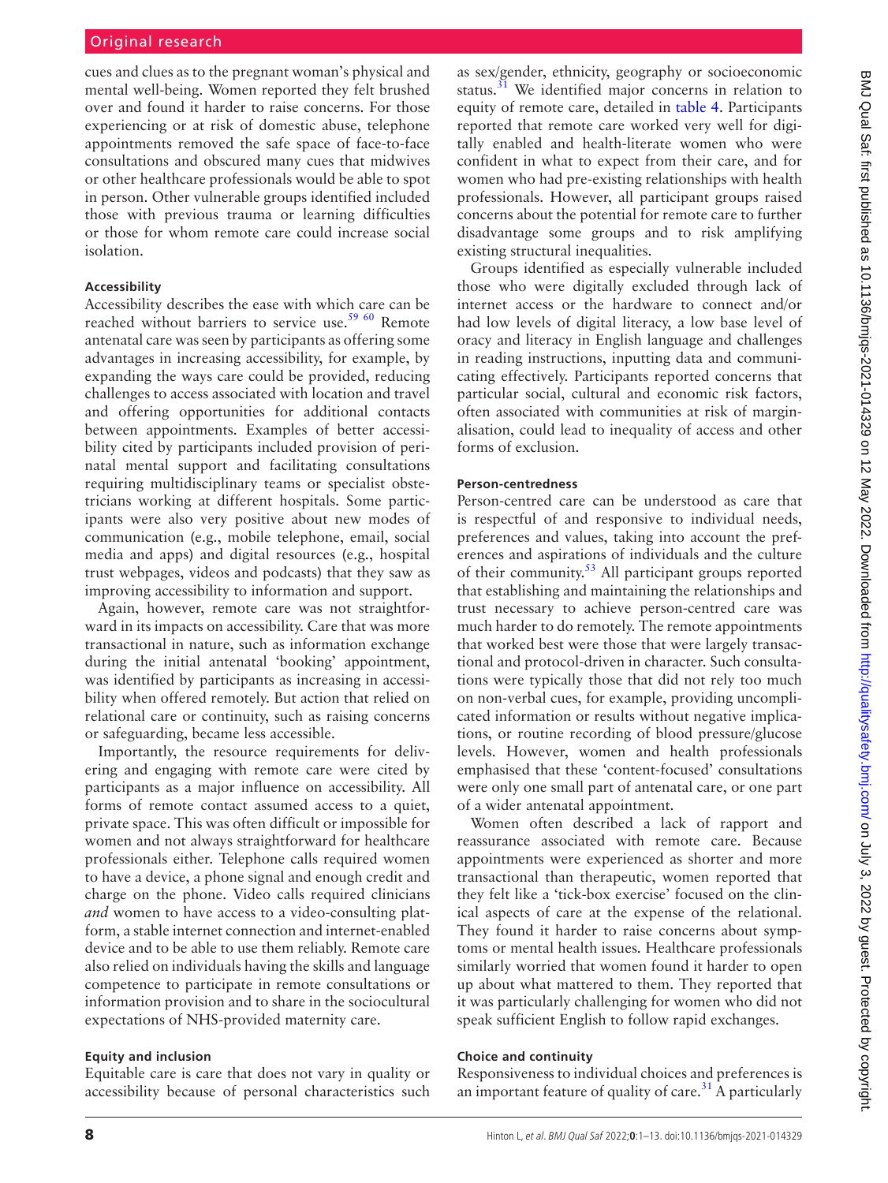cues and clues as to the pregnant woman's physical and mental well-being. Women reported they felt brushed over and found it harder to raise concerns. For those experiencing or at risk of domestic abuse, telephone appointments removed the safe space of face-to-face consultations and obscured many cues that midwives or other healthcare professionals would be able to spot in person. Other vulnerable groups identified included those with previous trauma or learning difficulties or those for whom remote care could increase social isolation.

#### Accessibility

Accessibility describes the ease with which care can be reached without barriers to service use.[59 60] Remote antenatal care was seen by participants as offering some advantages in increasing accessibility, for example, by expanding the ways care could be provided, reducing challenges to access associated with location and travel and offering opportunities for additional contacts between appointments. Examples of better accessibility cited by participants included provision of perinatal mental support and facilitating consultations requiring multidisciplinary teams or specialist obstetricians working at different hospitals. Some participants were also very positive about new modes of communication (e.g., mobile telephone, email, social media and apps) and digital resources (e.g., hospital trust webpages, videos and podcasts) that they saw as improving accessibility to information and support.

Again, however, remote care was not straightforward in its impacts on accessibility. Care that was more transactional in nature, such as information exchange during the initial antenatal 'booking' appointment, was identified by participants as increasing in accessibility when offered remotely. But action that relied on relational care or continuity, such as raising concerns or safeguarding, became less accessible.

Importantly, the resource requirements for delivering and engaging with remote care were cited by participants as a major influence on accessibility. All forms of remote contact assumed access to a quiet, private space. This was often difficult or impossible for women and not always straightforward for healthcare professionals either. Telephone calls required women to have a device, a phone signal and enough credit and charge on the phone. Video calls required clinicians *and* women to have access to a video-consulting platform, a stable internet connection and internet-enabled device and to be able to use them reliably. Remote care also relied on individuals having the skills and language competence to participate in remote consultations or information provision and to share in the sociocultural expectations of NHS-provided maternity care.

#### Equity and inclusion

Equitable care is care that does not vary in quality or accessibility because of personal characteristics such as sex/gender, ethnicity, geography or socioeconomic status.[31] We identified major concerns in relation to equity of remote care, detailed in table 4. Participants reported that remote care worked very well for digitally enabled and health-literate women who were confident in what to expect from their care, and for women who had pre-existing relationships with health professionals. However, all participant groups raised concerns about the potential for remote care to further disadvantage some groups and to risk amplifying existing structural inequalities.

Groups identified as especially vulnerable included those who were digitally excluded through lack of internet access or the hardware to connect and/or had low levels of digital literacy, a low base level of oracy and literacy in English language and challenges in reading instructions, inputting data and communicating effectively. Participants reported concerns that particular social, cultural and economic risk factors, often associated with communities at risk of marginalisation, could lead to inequality of access and other forms of exclusion.

#### Person-centredness

Person-centred care can be understood as care that is respectful of and responsive to individual needs, preferences and values, taking into account the preferences and aspirations of individuals and the culture of their community.[53] All participant groups reported that establishing and maintaining the relationships and trust necessary to achieve person-centred care was much harder to do remotely. The remote appointments that worked best were those that were largely transactional and protocol-driven in character. Such consultations were typically those that did not rely too much on non-verbal cues, for example, providing uncomplicated information or results without negative implications, or routine recording of blood pressure/glucose levels. However, women and health professionals emphasised that these 'content-focused' consultations were only one small part of antenatal care, or one part of a wider antenatal appointment.

Women often described a lack of rapport and reassurance associated with remote care. Because appointments were experienced as shorter and more transactional than therapeutic, women reported that they felt like a 'tick-box exercise' focused on the clinical aspects of care at the expense of the relational. They found it harder to raise concerns about symptoms or mental health issues. Healthcare professionals similarly worried that women found it harder to open up about what mattered to them. They reported that it was particularly challenging for women who did not speak sufficient English to follow rapid exchanges.

#### Choice and continuity

Responsiveness to individual choices and preferences is an important feature of quality of care.[31] A particularly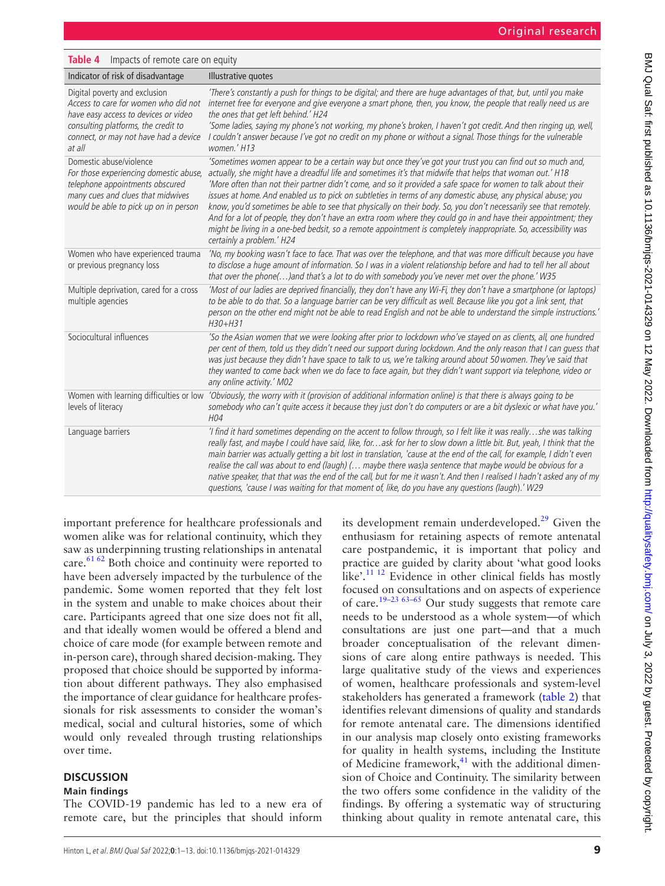**Table 4** Impacts of remote care on equity

| Indicator of risk of disadvantage | Illustrative quotes |
|---|---|
| Digital poverty and exclusion *Access to care for women who did not have easy access to devices or video consulting platforms, the credit to connect, or may not have had a device at all* | *'There's constantly a push for things to be digital; and there are huge advantages of that, but, until you make internet free for everyone and give everyone a smart phone, then, you know, the people that really need us are the ones that get left behind.' H24* *'Some ladies, saying my phone's not working, my phone's broken, I haven't got credit. And then ringing up, well, I couldn't answer because I've got no credit on my phone or without a signal. Those things for the vulnerable women.' H13* |
| Domestic abuse/violence *For those experiencing domestic abuse, telephone appointments obscured many cues and clues that midwives would be able to pick up on in person* | *'Sometimes women appear to be a certain way but once they've got your trust you can find out so much and, actually, she might have a dreadful life and sometimes it's that midwife that helps that woman out.' H18* *'More often than not their partner didn't come, and so it provided a safe space for women to talk about their issues at home. And enabled us to pick on subtleties in terms of any domestic abuse, any physical abuse; you know, you'd sometimes be able to see that physically on their body. So, you don't necessarily see that remotely. And for a lot of people, they don't have an extra room where they could go in and have their appointment; they might be living in a one-bed bedsit, so a remote appointment is completely inappropriate. So, accessibility was certainly a problem.' H24* |
| Women who have experienced trauma or previous pregnancy loss | *'No, my booking wasn't face to face. That was over the telephone, and that was more difficult because you have to disclose a huge amount of information. So I was in a violent relationship before and had to tell her all about that over the phone(…)and that's a lot to do with somebody you've never met over the phone.' W35* |
| Multiple deprivation, cared for a cross multiple agencies | *'Most of our ladies are deprived financially, they don't have any Wi-Fi, they don't have a smartphone (or laptops) to be able to do that. So a language barrier can be very difficult as well. Because like you got a link sent, that person on the other end might not be able to read English and not be able to understand the simple instructions.' H30+H31* |
| Sociocultural influences | *'So the Asian women that we were looking after prior to lockdown who've stayed on as clients, all, one hundred per cent of them, told us they didn't need our support during lockdown. And the only reason that I can guess that was just because they didn't have space to talk to us, we're talking around about 50 women. They've said that they wanted to come back when we do face to face again, but they didn't want support via telephone, video or any online activity.' M02* |
| Women with learning difficulties or low levels of literacy | *'Obviously, the worry with it (provision of additional information online) is that there is always going to be somebody who can't quite access it because they just don't do computers or are a bit dyslexic or what have you.' H04* |
| Language barriers | *'I find it hard sometimes depending on the accent to follow through, so I felt like it was really…she was talking really fast, and maybe I could have said, like, for…ask for her to slow down a little bit. But, yeah, I think that the main barrier was actually getting a bit lost in translation, 'cause at the end of the call, for example, I didn't even realise the call was about to end (laugh) (… maybe there was)a sentence that maybe would be obvious for a native speaker, that that was the end of the call, but for me it wasn't. And then I realised I hadn't asked any of my questions, 'cause I was waiting for that moment of, like, do you have any questions (laugh).' W29* |

important preference for healthcare professionals and women alike was for relational continuity, which they saw as underpinning trusting relationships in antenatal care.[61 62] Both choice and continuity were reported to have been adversely impacted by the turbulence of the pandemic. Some women reported that they felt lost in the system and unable to make choices about their care. Participants agreed that one size does not fit all, and that ideally women would be offered a blend and choice of care mode (for example between remote and in-person care), through shared decision-making. They proposed that choice should be supported by information about different pathways. They also emphasised the importance of clear guidance for healthcare professionals for risk assessments to consider the woman's medical, social and cultural histories, some of which would only revealed through trusting relationships over time.

## DISCUSSION

### Main findings

The COVID-19 pandemic has led to a new era of remote care, but the principles that should inform its development remain underdeveloped.[29] Given the enthusiasm for retaining aspects of remote antenatal care postpandemic, it is important that policy and practice are guided by clarity about 'what good looks like'.[11 12] Evidence in other clinical fields has mostly focused on consultations and on aspects of experience of care.[19–23 63–65] Our study suggests that remote care needs to be understood as a whole system—of which consultations are just one part—and that a much broader conceptualisation of the relevant dimensions of care along entire pathways is needed. This large qualitative study of the views and experiences of women, healthcare professionals and system-level stakeholders has generated a framework (table 2) that identifies relevant dimensions of quality and standards for remote antenatal care. The dimensions identified in our analysis map closely onto existing frameworks for quality in health systems, including the Institute of Medicine framework,[41] with the additional dimension of Choice and Continuity. The similarity between the two offers some confidence in the validity of the findings. By offering a systematic way of structuring thinking about quality in remote antenatal care, this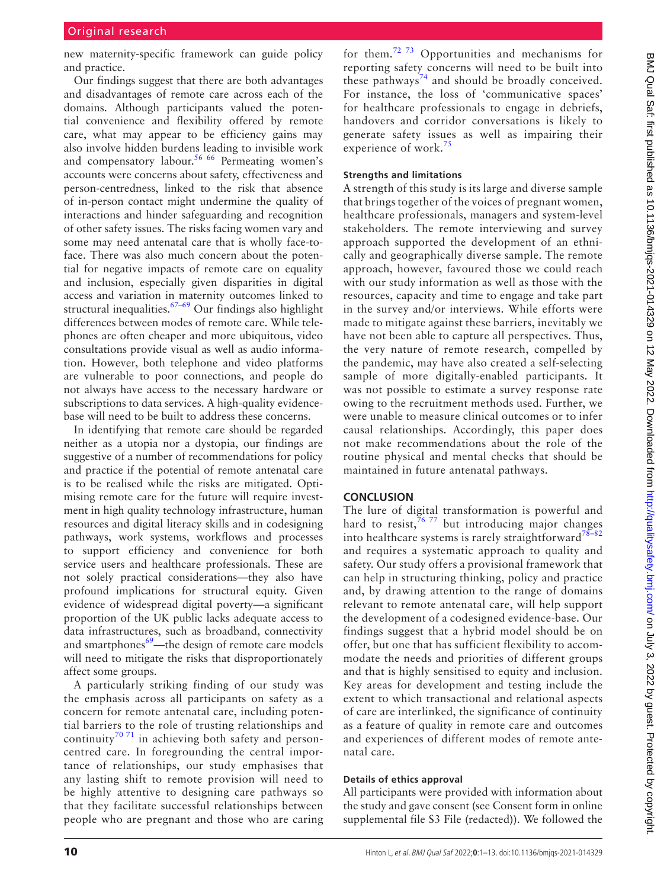new maternity-specific framework can guide policy and practice.

Our findings suggest that there are both advantages and disadvantages of remote care across each of the domains. Although participants valued the potential convenience and flexibility offered by remote care, what may appear to be efficiency gains may also involve hidden burdens leading to invisible work and compensatory labour.[56 66] Permeating women's accounts were concerns about safety, effectiveness and person-centredness, linked to the risk that absence of in-person contact might undermine the quality of interactions and hinder safeguarding and recognition of other safety issues. The risks facing women vary and some may need antenatal care that is wholly face-to-face. There was also much concern about the potential for negative impacts of remote care on equality and inclusion, especially given disparities in digital access and variation in maternity outcomes linked to structural inequalities.[67–69] Our findings also highlight differences between modes of remote care. While telephones are often cheaper and more ubiquitous, video consultations provide visual as well as audio information. However, both telephone and video platforms are vulnerable to poor connections, and people do not always have access to the necessary hardware or subscriptions to data services. A high-quality evidence-base will need to be built to address these concerns.

In identifying that remote care should be regarded neither as a utopia nor a dystopia, our findings are suggestive of a number of recommendations for policy and practice if the potential of remote antenatal care is to be realised while the risks are mitigated. Optimising remote care for the future will require investment in high quality technology infrastructure, human resources and digital literacy skills and in codesigning pathways, work systems, workflows and processes to support efficiency and convenience for both service users and healthcare professionals. These are not solely practical considerations—they also have profound implications for structural equity. Given evidence of widespread digital poverty—a significant proportion of the UK public lacks adequate access to data infrastructures, such as broadband, connectivity and smartphones[69]—the design of remote care models will need to mitigate the risks that disproportionately affect some groups.

A particularly striking finding of our study was the emphasis across all participants on safety as a concern for remote antenatal care, including potential barriers to the role of trusting relationships and continuity[70 71] in achieving both safety and person-centred care. In foregrounding the central importance of relationships, our study emphasises that any lasting shift to remote provision will need to be highly attentive to designing care pathways so that they facilitate successful relationships between people who are pregnant and those who are caring for them.[72 73] Opportunities and mechanisms for reporting safety concerns will need to be built into these pathways[74] and should be broadly conceived. For instance, the loss of 'communicative spaces' for healthcare professionals to engage in debriefs, handovers and corridor conversations is likely to generate safety issues as well as impairing their experience of work.[75]

### Strengths and limitations

A strength of this study is its large and diverse sample that brings together of the voices of pregnant women, healthcare professionals, managers and system-level stakeholders. The remote interviewing and survey approach supported the development of an ethnically and geographically diverse sample. The remote approach, however, favoured those we could reach with our study information as well as those with the resources, capacity and time to engage and take part in the survey and/or interviews. While efforts were made to mitigate against these barriers, inevitably we have not been able to capture all perspectives. Thus, the very nature of remote research, compelled by the pandemic, may have also created a self-selecting sample of more digitally-enabled participants. It was not possible to estimate a survey response rate owing to the recruitment methods used. Further, we were unable to measure clinical outcomes or to infer causal relationships. Accordingly, this paper does not make recommendations about the role of the routine physical and mental checks that should be maintained in future antenatal pathways.

## CONCLUSION

The lure of digital transformation is powerful and hard to resist,[76 77] but introducing major changes into healthcare systems is rarely straightforward[78–82] and requires a systematic approach to quality and safety. Our study offers a provisional framework that can help in structuring thinking, policy and practice and, by drawing attention to the range of domains relevant to remote antenatal care, will help support the development of a codesigned evidence-base. Our findings suggest that a hybrid model should be on offer, but one that has sufficient flexibility to accommodate the needs and priorities of different groups and that is highly sensitised to equity and inclusion. Key areas for development and testing include the extent to which transactional and relational aspects of care are interlinked, the significance of continuity as a feature of quality in remote care and outcomes and experiences of different modes of remote antenatal care.

### Details of ethics approval

All participants were provided with information about the study and gave consent (see Consent form in online supplemental file S3 File (redacted)). We followed the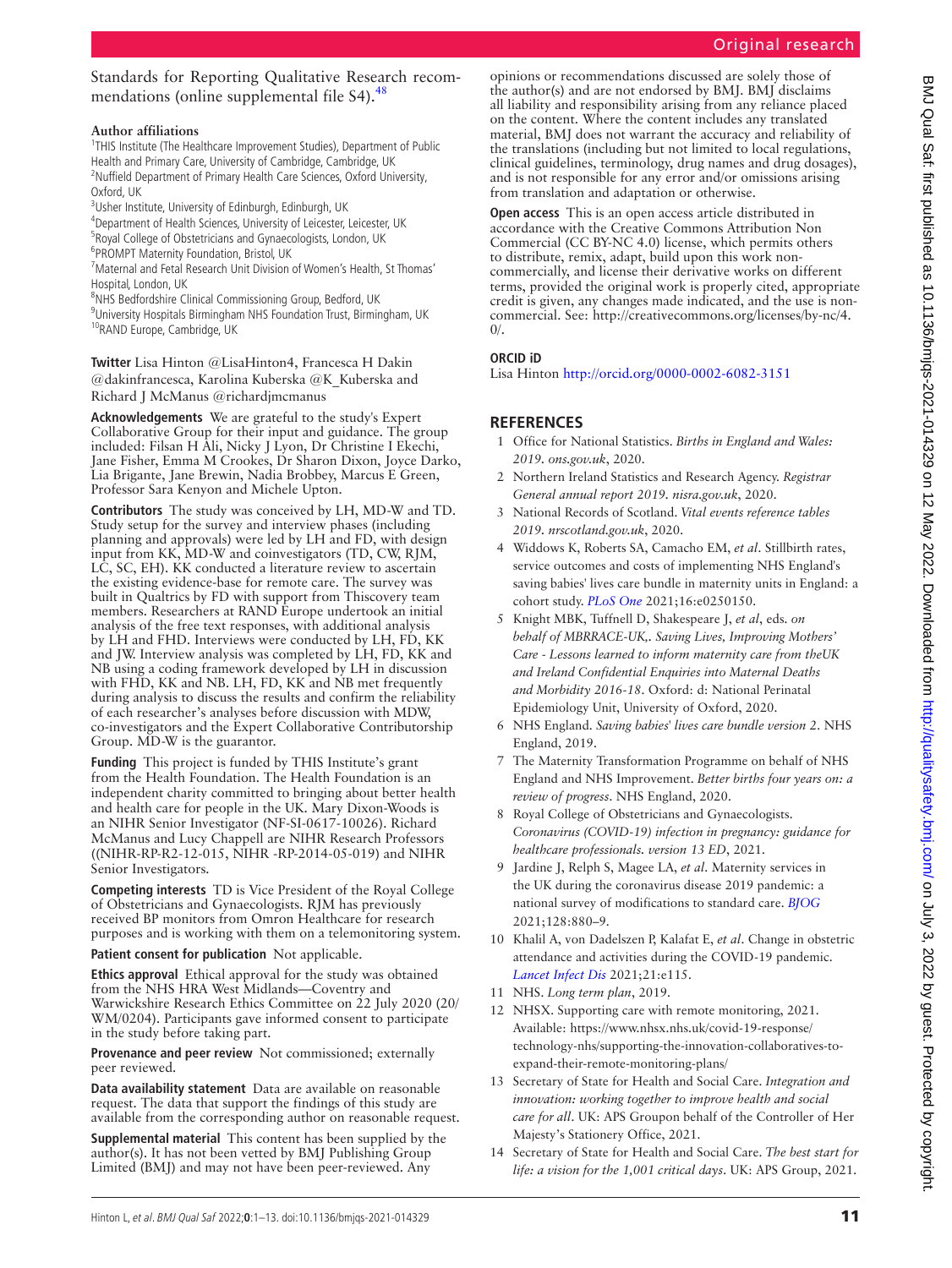Standards for Reporting Qualitative Research recommendations (online supplemental file S4).[48]

**Author affiliations**

[1]THIS Institute (The Healthcare Improvement Studies), Department of Public Health and Primary Care, University of Cambridge, Cambridge, UK
[2]Nuffield Department of Primary Health Care Sciences, Oxford University, Oxford, UK
[3]Usher Institute, University of Edinburgh, Edinburgh, UK
[4]Department of Health Sciences, University of Leicester, Leicester, UK
[5]Royal College of Obstetricians and Gynaecologists, London, UK
[6]PROMPT Maternity Foundation, Bristol, UK
[7]Maternal and Fetal Research Unit Division of Women's Health, St Thomas' Hospital, London, UK
[8]NHS Bedfordshire Clinical Commissioning Group, Bedford, UK
[9]University Hospitals Birmingham NHS Foundation Trust, Birmingham, UK
[10]RAND Europe, Cambridge, UK

**Twitter** Lisa Hinton @LisaHinton4, Francesca H Dakin @dakinfrancesca, Karolina Kuberska @K_Kuberska and Richard J McManus @richardjmcmanus

**Acknowledgements** We are grateful to the study's Expert Collaborative Group for their input and guidance. The group included: Filsan H Ali, Nicky J Lyon, Dr Christine I Ekechi, Jane Fisher, Emma M Crookes, Dr Sharon Dixon, Joyce Darko, Lia Brigante, Jane Brewin, Nadia Brobbey, Marcus E Green, Professor Sara Kenyon and Michele Upton.

**Contributors** The study was conceived by LH, MD-W and TD. Study setup for the survey and interview phases (including planning and approvals) were led by LH and FD, with design input from KK, MD-W and coinvestigators (TD, CW, RJM, LC, SC, EH). KK conducted a literature review to ascertain the existing evidence-base for remote care. The survey was built in Qualtrics by FD with support from Thiscovery team members. Researchers at RAND Europe undertook an initial analysis of the free text responses, with additional analysis by LH and FHD. Interviews were conducted by LH, FD, KK and JW. Interview analysis was completed by LH, FD, KK and NB using a coding framework developed by LH in discussion with FHD, KK and NB. LH, FD, KK and NB met frequently during analysis to discuss the results and confirm the reliability of each researcher's analyses before discussion with MDW, co-investigators and the Expert Collaborative Contributorship Group. MD-W is the guarantor.

**Funding** This project is funded by THIS Institute's grant from the Health Foundation. The Health Foundation is an independent charity committed to bringing about better health and health care for people in the UK. Mary Dixon-Woods is an NIHR Senior Investigator (NF-SI-0617-10026). Richard McManus and Lucy Chappell are NIHR Research Professors ((NIHR-RP-R2-12-015, NIHR -RP-2014-05-019) and NIHR Senior Investigators.

**Competing interests** TD is Vice President of the Royal College of Obstetricians and Gynaecologists. RJM has previously received BP monitors from Omron Healthcare for research purposes and is working with them on a telemonitoring system.

**Patient consent for publication** Not applicable.

**Ethics approval** Ethical approval for the study was obtained from the NHS HRA West Midlands—Coventry and Warwickshire Research Ethics Committee on 22 July 2020 (20/WM/0204). Participants gave informed consent to participate in the study before taking part.

**Provenance and peer review** Not commissioned; externally peer reviewed.

**Data availability statement** Data are available on reasonable request. The data that support the findings of this study are available from the corresponding author on reasonable request.

**Supplemental material** This content has been supplied by the author(s). It has not been vetted by BMJ Publishing Group Limited (BMJ) and may not have been peer-reviewed. Any opinions or recommendations discussed are solely those of the author(s) and are not endorsed by BMJ. BMJ disclaims all liability and responsibility arising from any reliance placed on the content. Where the content includes any translated material, BMJ does not warrant the accuracy and reliability of the translations (including but not limited to local regulations, clinical guidelines, terminology, drug names and drug dosages), and is not responsible for any error and/or omissions arising from translation and adaptation or otherwise.

**Open access** This is an open access article distributed in accordance with the Creative Commons Attribution Non Commercial (CC BY-NC 4.0) license, which permits others to distribute, remix, adapt, build upon this work non-commercially, and license their derivative works on different terms, provided the original work is properly cited, appropriate credit is given, any changes made indicated, and the use is non-commercial. See: http://creativecommons.org/licenses/by-nc/4.0/.

**ORCID iD**

Lisa Hinton http://orcid.org/0000-0002-6082-3151

## REFERENCES

1. Office for National Statistics. *Births in England and Wales: 2019. ons.gov.uk*, 2020.
2. Northern Ireland Statistics and Research Agency. *Registrar General annual report 2019. nisra.gov.uk*, 2020.
3. National Records of Scotland. *Vital events reference tables 2019. nrscotland.gov.uk*, 2020.
4. Widdows K, Roberts SA, Camacho EM, *et al*. Stillbirth rates, service outcomes and costs of implementing NHS England's saving babies' lives care bundle in maternity units in England: a cohort study. *PLoS One* 2021;16:e0250150.
5. Knight MBK, Tuffnell D, Shakespeare J, *et al*, eds. *on behalf of MBRRACE-UK,. Saving Lives, Improving Mothers' Care - Lessons learned to inform maternity care from theUK and Ireland Confidential Enquiries into Maternal Deaths and Morbidity 2016-18*. Oxford: d: National Perinatal Epidemiology Unit, University of Oxford, 2020.
6. NHS England. *Saving babies' lives care bundle version 2*. NHS England, 2019.
7. The Maternity Transformation Programme on behalf of NHS England and NHS Improvement. *Better births four years on: a review of progress*. NHS England, 2020.
8. Royal College of Obstetricians and Gynaecologists. *Coronavirus (COVID-19) infection in pregnancy: guidance for healthcare professionals. version 13 ED*, 2021.
9. Jardine J, Relph S, Magee LA, *et al*. Maternity services in the UK during the coronavirus disease 2019 pandemic: a national survey of modifications to standard care. *BJOG* 2021;128:880–9.
10. Khalil A, von Dadelszen P, Kalafat E, *et al*. Change in obstetric attendance and activities during the COVID-19 pandemic. *Lancet Infect Dis* 2021;21:e115.
11. NHS. *Long term plan*, 2019.
12. NHSX. Supporting care with remote monitoring, 2021. Available: https://www.nhsx.nhs.uk/covid-19-response/technology-nhs/supporting-the-innovation-collaboratives-to-expand-their-remote-monitoring-plans/
13. Secretary of State for Health and Social Care. *Integration and innovation: working together to improve health and social care for all*. UK: APS Groupon behalf of the Controller of Her Majesty's Stationery Office, 2021.
14. Secretary of State for Health and Social Care. *The best start for life: a vision for the 1,001 critical days*. UK: APS Group, 2021.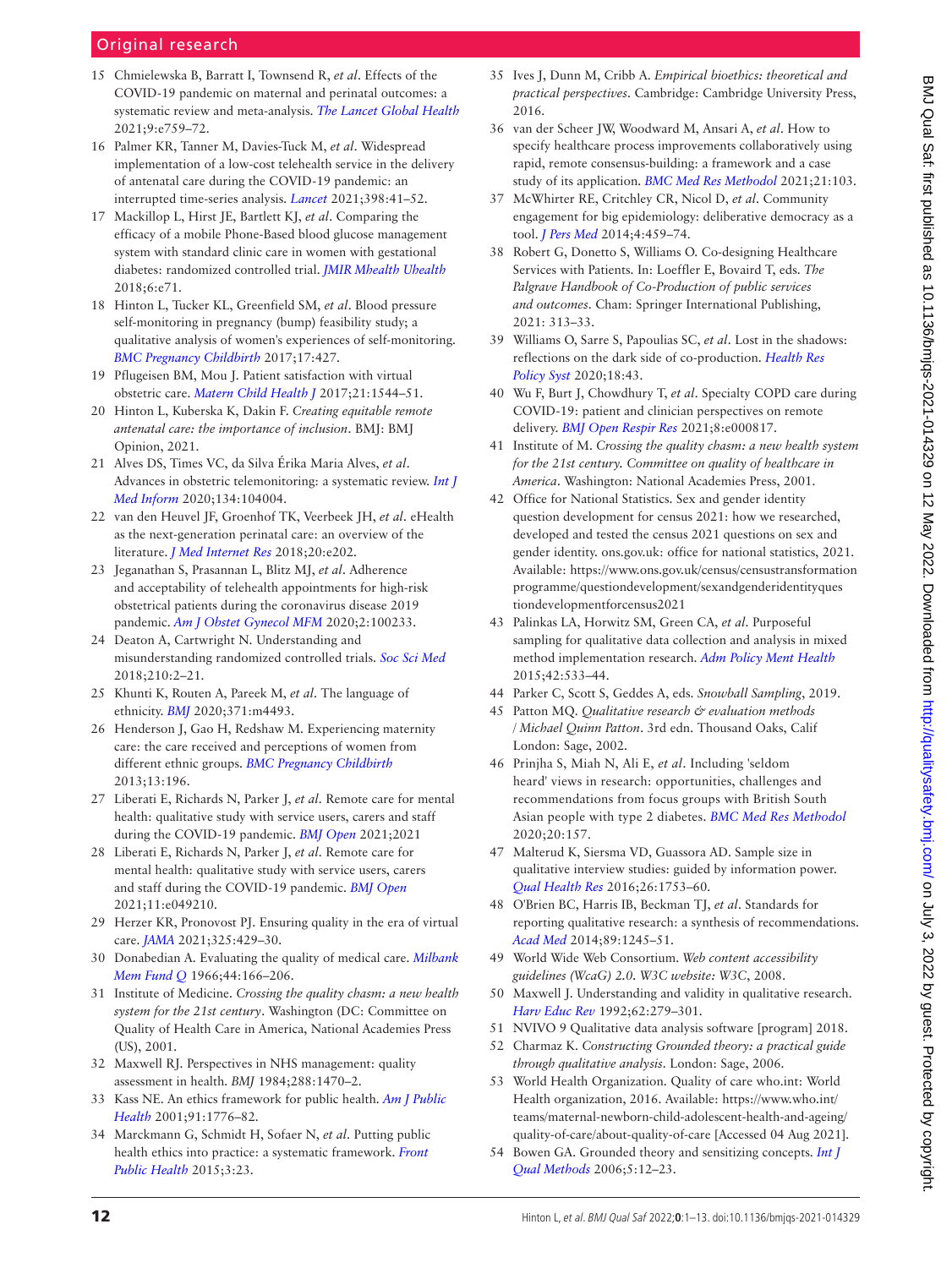15 Chmielewska B, Barratt I, Townsend R, *et al*. Effects of the COVID-19 pandemic on maternal and perinatal outcomes: a systematic review and meta-analysis. *The Lancet Global Health* 2021;9:e759–72.
16 Palmer KR, Tanner M, Davies-Tuck M, *et al*. Widespread implementation of a low-cost telehealth service in the delivery of antenatal care during the COVID-19 pandemic: an interrupted time-series analysis. *Lancet* 2021;398:41–52.
17 Mackillop L, Hirst JE, Bartlett KJ, *et al*. Comparing the efficacy of a mobile Phone-Based blood glucose management system with standard clinic care in women with gestational diabetes: randomized controlled trial. *JMIR Mhealth Uhealth* 2018;6:e71.
18 Hinton L, Tucker KL, Greenfield SM, *et al*. Blood pressure self-monitoring in pregnancy (bump) feasibility study; a qualitative analysis of women's experiences of self-monitoring. *BMC Pregnancy Childbirth* 2017;17:427.
19 Pflugeisen BM, Mou J. Patient satisfaction with virtual obstetric care. *Matern Child Health J* 2017;21:1544–51.
20 Hinton L, Kuberska K, Dakin F. *Creating equitable remote antenatal care: the importance of inclusion*. BMJ: BMJ Opinion, 2021.
21 Alves DS, Times VC, da Silva Érika Maria Alves, *et al*. Advances in obstetric telemonitoring: a systematic review. *Int J Med Inform* 2020;134:104004.
22 van den Heuvel JF, Groenhof TK, Veerbeek JH, *et al*. eHealth as the next-generation perinatal care: an overview of the literature. *J Med Internet Res* 2018;20:e202.
23 Jeganathan S, Prasannan L, Blitz MJ, *et al*. Adherence and acceptability of telehealth appointments for high-risk obstetrical patients during the coronavirus disease 2019 pandemic. *Am J Obstet Gynecol MFM* 2020;2:100233.
24 Deaton A, Cartwright N. Understanding and misunderstanding randomized controlled trials. *Soc Sci Med* 2018;210:2–21.
25 Khunti K, Routen A, Pareek M, *et al*. The language of ethnicity. *BMJ* 2020;371:m4493.
26 Henderson J, Gao H, Redshaw M. Experiencing maternity care: the care received and perceptions of women from different ethnic groups. *BMC Pregnancy Childbirth* 2013;13:196.
27 Liberati E, Richards N, Parker J, *et al*. Remote care for mental health: qualitative study with service users, carers and staff during the COVID-19 pandemic. *BMJ Open* 2021;2021
28 Liberati E, Richards N, Parker J, *et al*. Remote care for mental health: qualitative study with service users, carers and staff during the COVID-19 pandemic. *BMJ Open* 2021;11:e049210.
29 Herzer KR, Pronovost PJ. Ensuring quality in the era of virtual care. *JAMA* 2021;325:429–30.
30 Donabedian A. Evaluating the quality of medical care. *Milbank Mem Fund Q* 1966;44:166–206.
31 Institute of Medicine. *Crossing the quality chasm: a new health system for the 21st century*. Washington (DC: Committee on Quality of Health Care in America, National Academies Press (US), 2001.
32 Maxwell RJ. Perspectives in NHS management: quality assessment in health. *BMJ* 1984;288:1470–2.
33 Kass NE. An ethics framework for public health. *Am J Public Health* 2001;91:1776–82.
34 Marckmann G, Schmidt H, Sofaer N, *et al*. Putting public health ethics into practice: a systematic framework. *Front Public Health* 2015;3:23.
35 Ives J, Dunn M, Cribb A. *Empirical bioethics: theoretical and practical perspectives*. Cambridge: Cambridge University Press, 2016.
36 van der Scheer JW, Woodward M, Ansari A, *et al*. How to specify healthcare process improvements collaboratively using rapid, remote consensus-building: a framework and a case study of its application. *BMC Med Res Methodol* 2021;21:103.
37 McWhirter RE, Critchley CR, Nicol D, *et al*. Community engagement for big epidemiology: deliberative democracy as a tool. *J Pers Med* 2014;4:459–74.
38 Robert G, Donetto S, Williams O. Co-designing Healthcare Services with Patients. In: Loeffler E, Bovaird T, eds. *The Palgrave Handbook of Co-Production of public services and outcomes*. Cham: Springer International Publishing, 2021: 313–33.
39 Williams O, Sarre S, Papoulias SC, *et al*. Lost in the shadows: reflections on the dark side of co-production. *Health Res Policy Syst* 2020;18:43.
40 Wu F, Burt J, Chowdhury T, *et al*. Specialty COPD care during COVID-19: patient and clinician perspectives on remote delivery. *BMJ Open Respir Res* 2021;8:e000817.
41 Institute of M. *Crossing the quality chasm: a new health system for the 21st century. Committee on quality of healthcare in America*. Washington: National Academies Press, 2001.
42 Office for National Statistics. Sex and gender identity question development for census 2021: how we researched, developed and tested the census 2021 questions on sex and gender identity. ons.gov.uk: office for national statistics, 2021. Available: https://www.ons.gov.uk/census/censustransformationprogramme/questiondevelopment/sexandgenderidentityquestiondevelopmentforcensus2021
43 Palinkas LA, Horwitz SM, Green CA, *et al*. Purposeful sampling for qualitative data collection and analysis in mixed method implementation research. *Adm Policy Ment Health* 2015;42:533–44.
44 Parker C, Scott S, Geddes A, eds. *Snowball Sampling*, 2019.
45 Patton MQ. *Qualitative research & evaluation methods / Michael Quinn Patton*. 3rd edn. Thousand Oaks, Calif London: Sage, 2002.
46 Prinjha S, Miah N, Ali E, *et al*. Including 'seldom heard' views in research: opportunities, challenges and recommendations from focus groups with British South Asian people with type 2 diabetes. *BMC Med Res Methodol* 2020;20:157.
47 Malterud K, Siersma VD, Guassora AD. Sample size in qualitative interview studies: guided by information power. *Qual Health Res* 2016;26:1753–60.
48 O'Brien BC, Harris IB, Beckman TJ, *et al*. Standards for reporting qualitative research: a synthesis of recommendations. *Acad Med* 2014;89:1245–51.
49 World Wide Web Consortium. *Web content accessibility guidelines (WcaG) 2.0. W3C website:* W3C, 2008.
50 Maxwell J. Understanding and validity in qualitative research. *Harv Educ Rev* 1992;62:279–301.
51 NVIVO 9 Qualitative data analysis software [program] 2018.
52 Charmaz K. *Constructing Grounded theory: a practical guide through qualitative analysis*. London: Sage, 2006.
53 World Health Organization. Quality of care who.int: World Health organization, 2016. Available: https://www.who.int/teams/maternal-newborn-child-adolescent-health-and-ageing/quality-of-care/about-quality-of-care [Accessed 04 Aug 2021].
54 Bowen GA. Grounded theory and sensitizing concepts. *Int J Qual Methods* 2006;5:12–23.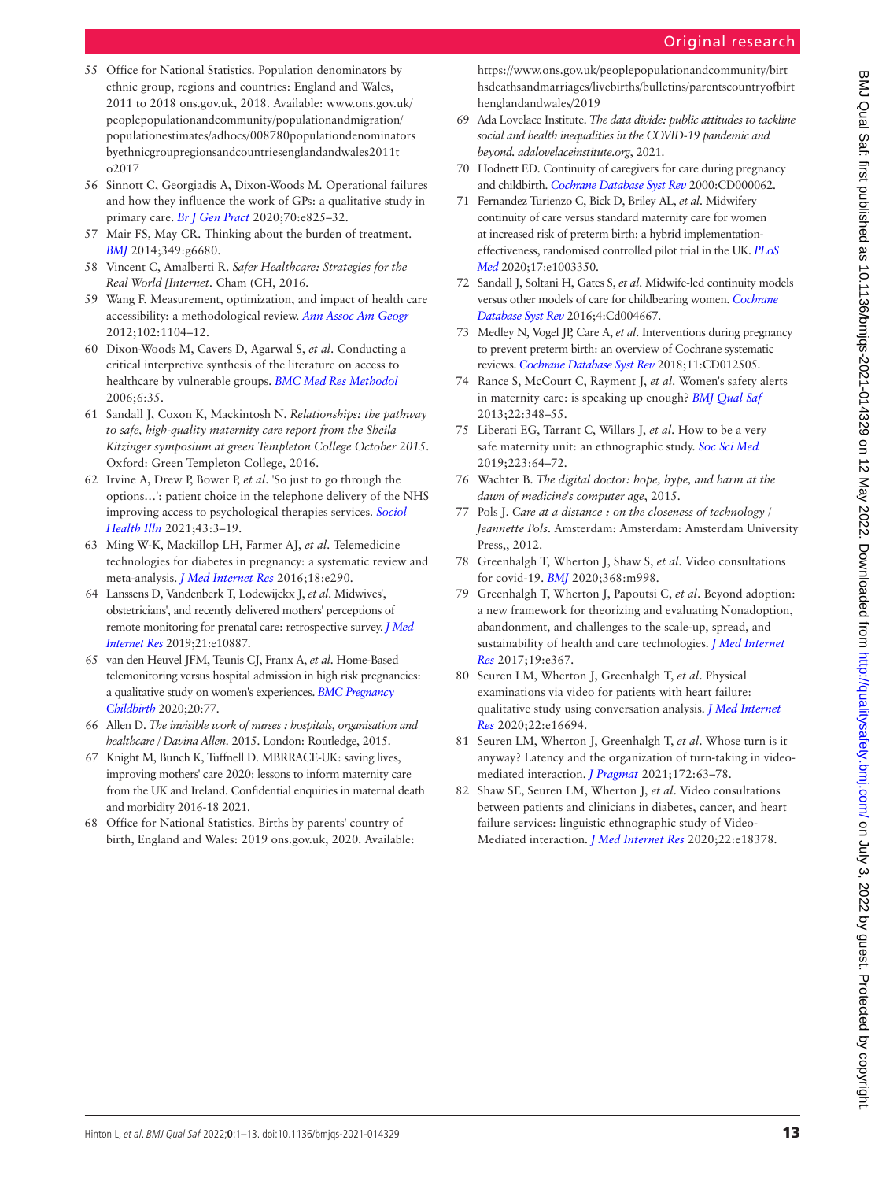55 Office for National Statistics. Population denominators by ethnic group, regions and countries: England and Wales, 2011 to 2018 ons.gov.uk, 2018. Available: www.ons.gov.uk/peoplepopulationandcommunity/populationandmigration/populationestimates/adhocs/008780populationdenominatorsbyethnicgroupregionsandcountriesenglandandwales2011to2017
56 Sinnott C, Georgiadis A, Dixon-Woods M. Operational failures and how they influence the work of GPs: a qualitative study in primary care. *Br J Gen Pract* 2020;70:e825–32.
57 Mair FS, May CR. Thinking about the burden of treatment. *BMJ* 2014;349:g6680.
58 Vincent C, Amalberti R. *Safer Healthcare: Strategies for the Real World [Internet*. Cham (CH, 2016.
59 Wang F. Measurement, optimization, and impact of health care accessibility: a methodological review. *Ann Assoc Am Geogr* 2012;102:1104–12.
60 Dixon-Woods M, Cavers D, Agarwal S, *et al*. Conducting a critical interpretive synthesis of the literature on access to healthcare by vulnerable groups. *BMC Med Res Methodol* 2006;6:35.
61 Sandall J, Coxon K, Mackintosh N. *Relationships: the pathway to safe, high-quality maternity care report from the Sheila Kitzinger symposium at green Templeton College October 2015*. Oxford: Green Templeton College, 2016.
62 Irvine A, Drew P, Bower P, *et al*. 'So just to go through the options…': patient choice in the telephone delivery of the NHS improving access to psychological therapies services. *Sociol Health Illn* 2021;43:3–19.
63 Ming W-K, Mackillop LH, Farmer AJ, *et al*. Telemedicine technologies for diabetes in pregnancy: a systematic review and meta-analysis. *J Med Internet Res* 2016;18:e290.
64 Lanssens D, Vandenberk T, Lodewijckx J, *et al*. Midwives', obstetricians', and recently delivered mothers' perceptions of remote monitoring for prenatal care: retrospective survey. *J Med Internet Res* 2019;21:e10887.
65 van den Heuvel JFM, Teunis CJ, Franx A, *et al*. Home-Based telemonitoring versus hospital admission in high risk pregnancies: a qualitative study on women's experiences. *BMC Pregnancy Childbirth* 2020;20:77.
66 Allen D. *The invisible work of nurses : hospitals, organisation and healthcare / Davina Allen*. 2015. London: Routledge, 2015.
67 Knight M, Bunch K, Tuffnell D. MBRRACE-UK: saving lives, improving mothers' care 2020: lessons to inform maternity care from the UK and Ireland. Confidential enquiries in maternal death and morbidity 2016-18 2021.
68 Office for National Statistics. Births by parents' country of birth, England and Wales: 2019 ons.gov.uk, 2020. Available: https://www.ons.gov.uk/peoplepopulationandcommunity/birthsdeathsandmarriages/livebirths/bulletins/parentscountryofbirthenglandandwales/2019
69 Ada Lovelace Institute. *The data divide: public attitudes to tackline social and health inequalities in the COVID-19 pandemic and beyond. adalovelaceinstitute.org*, 2021.
70 Hodnett ED. Continuity of caregivers for care during pregnancy and childbirth. *Cochrane Database Syst Rev* 2000:CD000062.
71 Fernandez Turienzo C, Bick D, Briley AL, *et al*. Midwifery continuity of care versus standard maternity care for women at increased risk of preterm birth: a hybrid implementation-effectiveness, randomised controlled pilot trial in the UK. *PLoS Med* 2020;17:e1003350.
72 Sandall J, Soltani H, Gates S, *et al*. Midwife-led continuity models versus other models of care for childbearing women. *Cochrane Database Syst Rev* 2016;4:Cd004667.
73 Medley N, Vogel JP, Care A, *et al*. Interventions during pregnancy to prevent preterm birth: an overview of Cochrane systematic reviews. *Cochrane Database Syst Rev* 2018;11:CD012505.
74 Rance S, McCourt C, Rayment J, *et al*. Women's safety alerts in maternity care: is speaking up enough? *BMJ Qual Saf* 2013;22:348–55.
75 Liberati EG, Tarrant C, Willars J, *et al*. How to be a very safe maternity unit: an ethnographic study. *Soc Sci Med* 2019;223:64–72.
76 Wachter B. *The digital doctor: hope, hype, and harm at the dawn of medicine's computer age*, 2015.
77 Pols J. *Care at a distance : on the closeness of technology / Jeannette Pols*. Amsterdam: Amsterdam: Amsterdam University Press,, 2012.
78 Greenhalgh T, Wherton J, Shaw S, *et al*. Video consultations for covid-19. *BMJ* 2020;368:m998.
79 Greenhalgh T, Wherton J, Papoutsi C, *et al*. Beyond adoption: a new framework for theorizing and evaluating Nonadoption, abandonment, and challenges to the scale-up, spread, and sustainability of health and care technologies. *J Med Internet Res* 2017;19:e367.
80 Seuren LM, Wherton J, Greenhalgh T, *et al*. Physical examinations via video for patients with heart failure: qualitative study using conversation analysis. *J Med Internet Res* 2020;22:e16694.
81 Seuren LM, Wherton J, Greenhalgh T, *et al*. Whose turn is it anyway? Latency and the organization of turn-taking in video-mediated interaction. *J Pragmat* 2021;172:63–78.
82 Shaw SE, Seuren LM, Wherton J, *et al*. Video consultations between patients and clinicians in diabetes, cancer, and heart failure services: linguistic ethnographic study of Video-Mediated interaction. *J Med Internet Res* 2020;22:e18378.